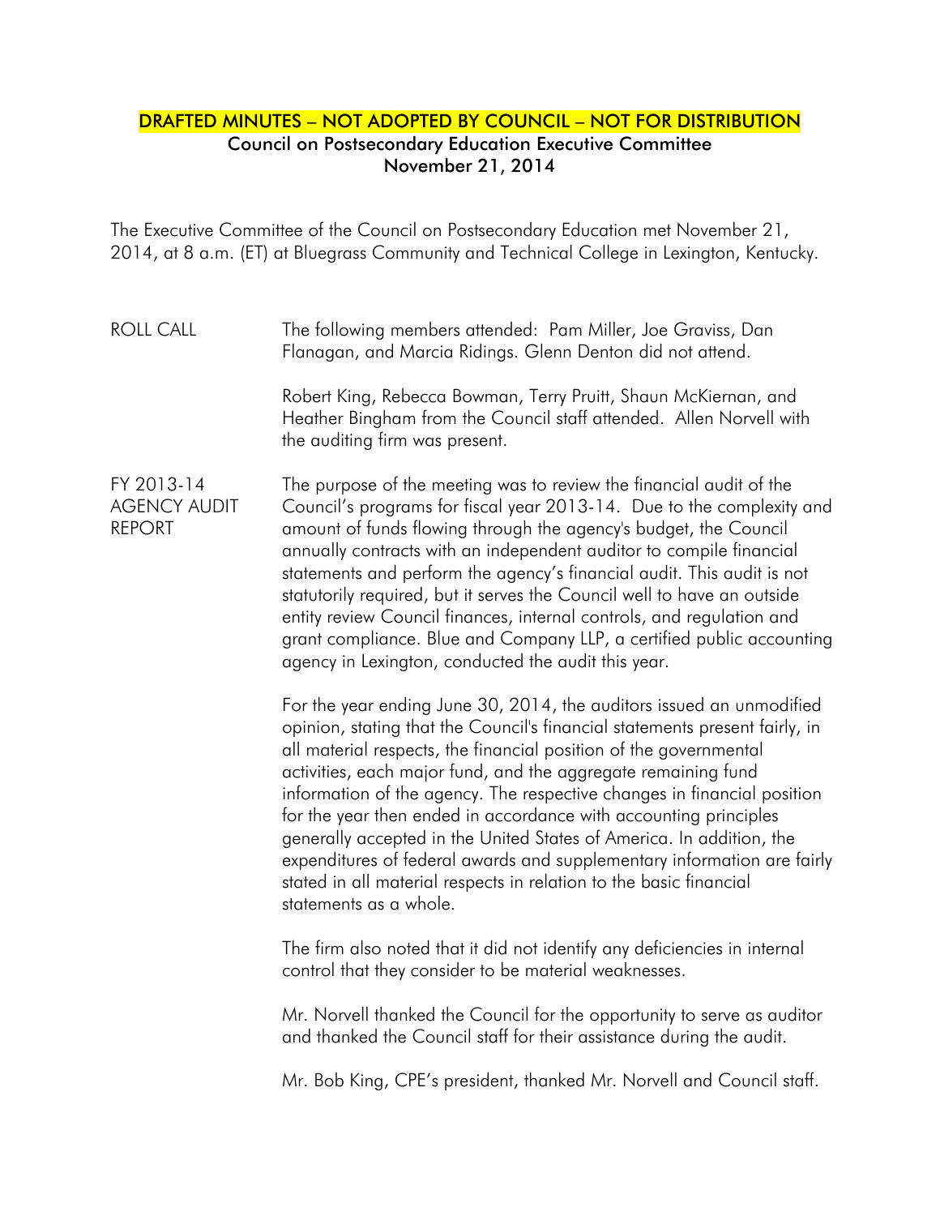**DRAFTED MINUTES – NOT ADOPTED BY COUNCIL – NOT FOR DISTRIBUTION**

**Council on Postsecondary Education Executive Committee**
**November 21, 2014**

The Executive Committee of the Council on Postsecondary Education met November 21, 2014, at 8 a.m. (ET) at Bluegrass Community and Technical College in Lexington, Kentucky.

**ROLL CALL**

The following members attended: Pam Miller, Joe Graviss, Dan Flanagan, and Marcia Ridings. Glenn Denton did not attend.

Robert King, Rebecca Bowman, Terry Pruitt, Shaun McKiernan, and Heather Bingham from the Council staff attended. Allen Norvell with the auditing firm was present.

**FY 2013-14 AGENCY AUDIT REPORT**

The purpose of the meeting was to review the financial audit of the Council's programs for fiscal year 2013-14. Due to the complexity and amount of funds flowing through the agency's budget, the Council annually contracts with an independent auditor to compile financial statements and perform the agency's financial audit. This audit is not statutorily required, but it serves the Council well to have an outside entity review Council finances, internal controls, and regulation and grant compliance. Blue and Company LLP, a certified public accounting agency in Lexington, conducted the audit this year.

For the year ending June 30, 2014, the auditors issued an unmodified opinion, stating that the Council's financial statements present fairly, in all material respects, the financial position of the governmental activities, each major fund, and the aggregate remaining fund information of the agency. The respective changes in financial position for the year then ended in accordance with accounting principles generally accepted in the United States of America. In addition, the expenditures of federal awards and supplementary information are fairly stated in all material respects in relation to the basic financial statements as a whole.

The firm also noted that it did not identify any deficiencies in internal control that they consider to be material weaknesses.

Mr. Norvell thanked the Council for the opportunity to serve as auditor and thanked the Council staff for their assistance during the audit.

Mr. Bob King, CPE's president, thanked Mr. Norvell and Council staff.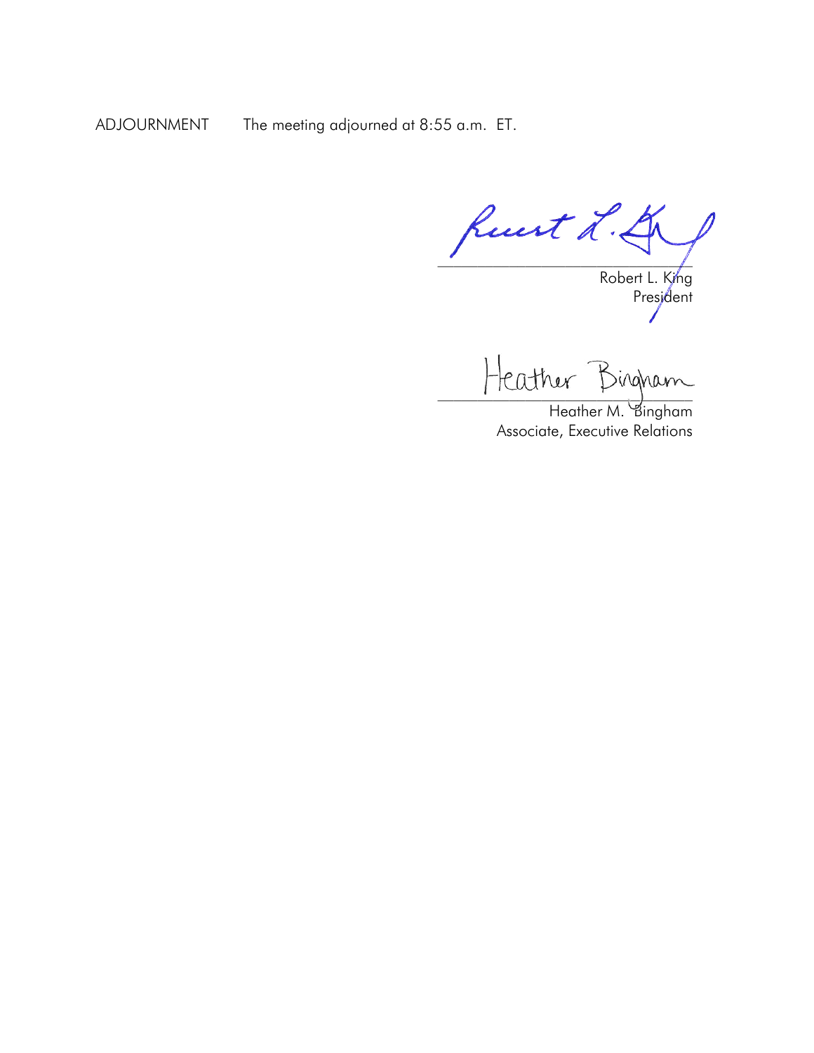ADJOURNMENT The meeting adjourned at 8:55 a.m. ET.

Robert L. King
President

Heather M. Bingham
Associate, Executive Relations